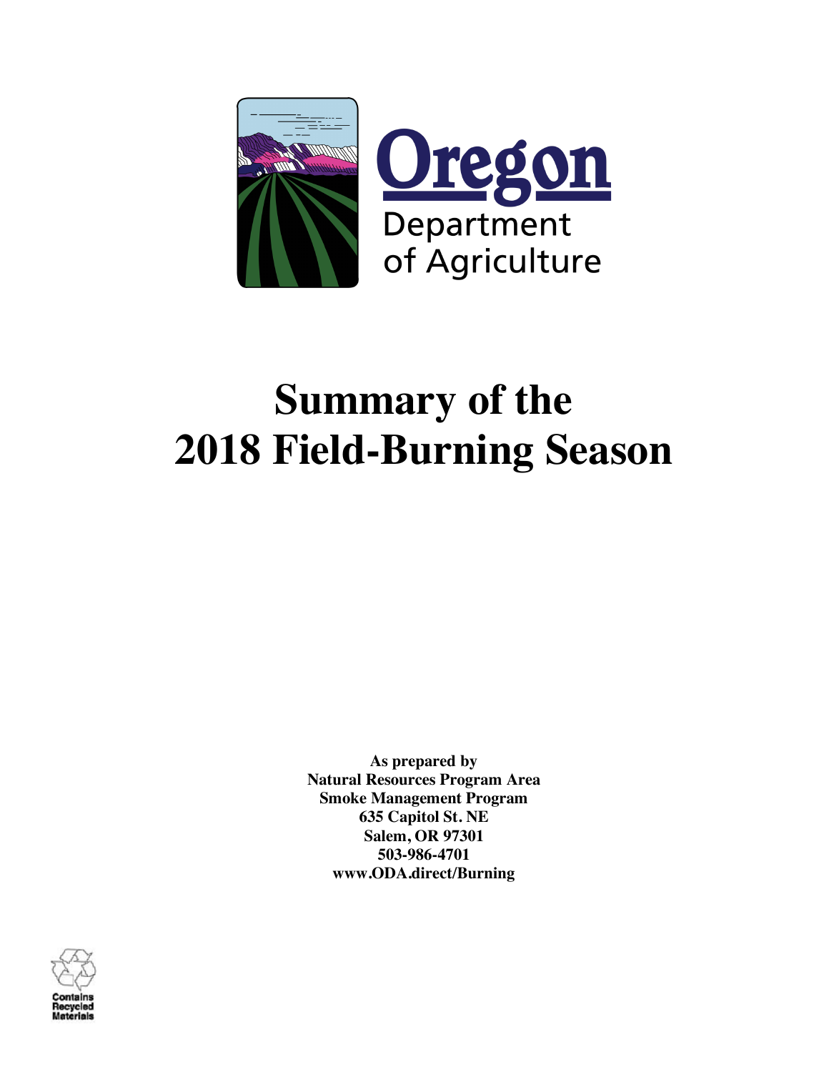Oregon Department of Agriculture

# Summary of the 2018 Field-Burning Season

**As prepared by**
**Natural Resources Program Area**
**Smoke Management Program**
**635 Capitol St. NE**
**Salem, OR 97301**
**503-986-4701**
**www.ODA.direct/Burning**

Contains Recycled Materials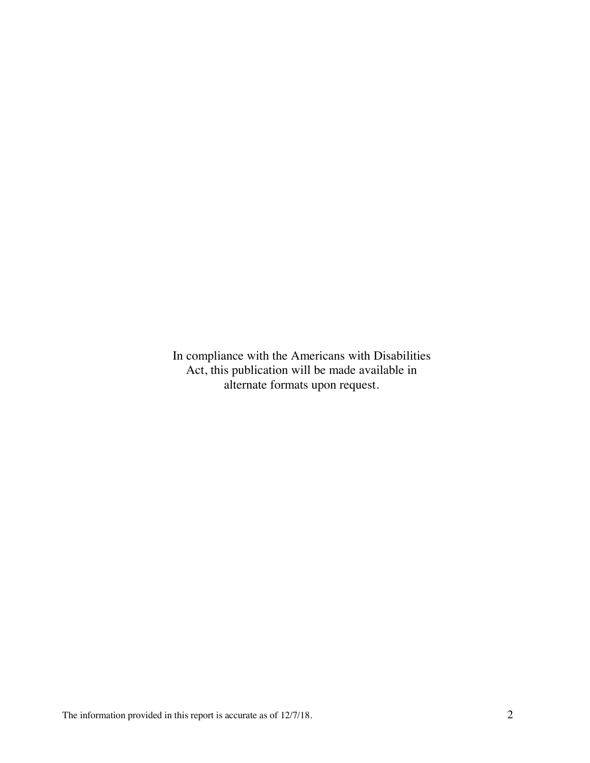In compliance with the Americans with Disabilities Act, this publication will be made available in alternate formats upon request.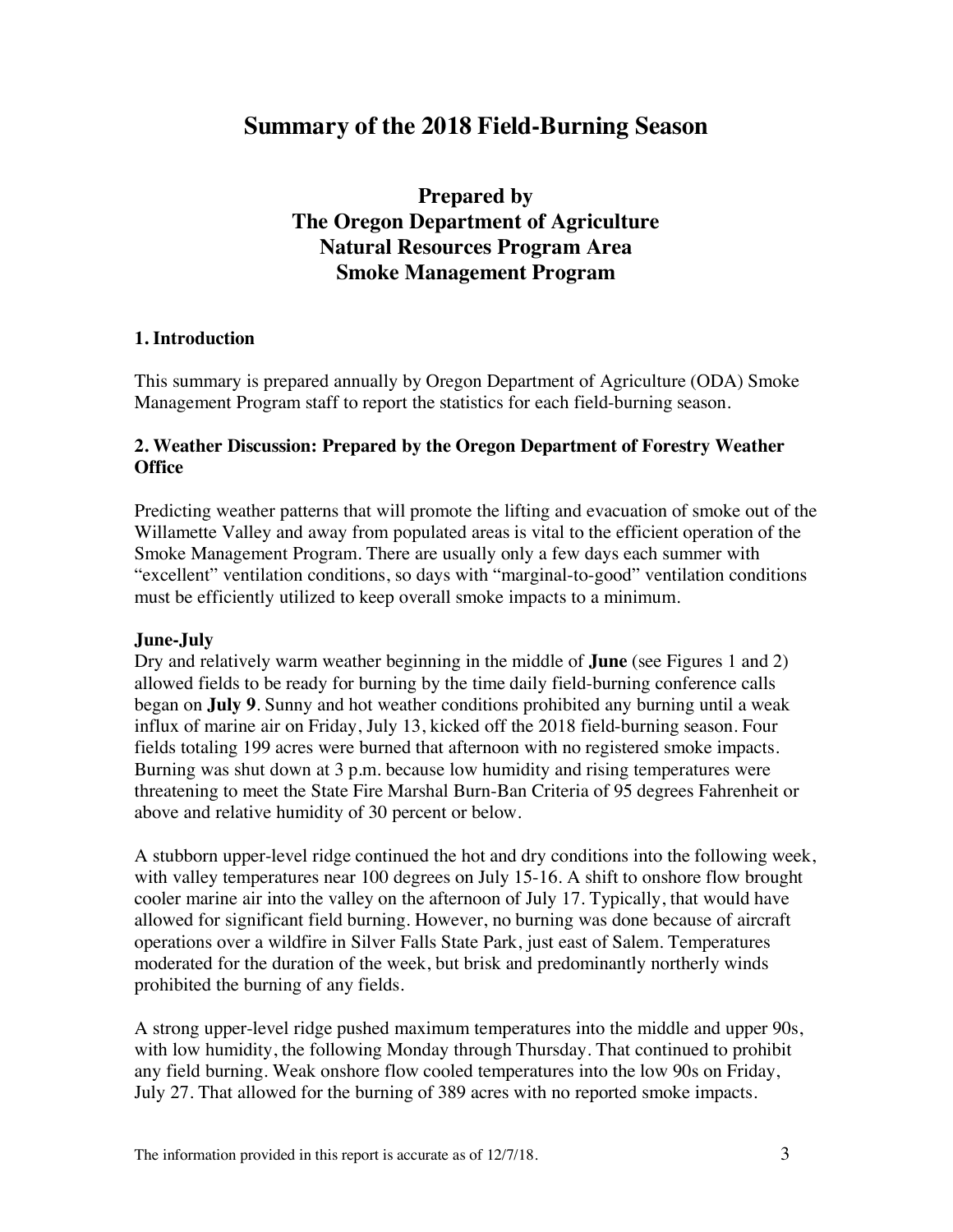# Summary of the 2018 Field-Burning Season

## Prepared by
## The Oregon Department of Agriculture
## Natural Resources Program Area
## Smoke Management Program

### 1. Introduction

This summary is prepared annually by Oregon Department of Agriculture (ODA) Smoke Management Program staff to report the statistics for each field-burning season.

### 2. Weather Discussion: Prepared by the Oregon Department of Forestry Weather Office

Predicting weather patterns that will promote the lifting and evacuation of smoke out of the Willamette Valley and away from populated areas is vital to the efficient operation of the Smoke Management Program. There are usually only a few days each summer with "excellent" ventilation conditions, so days with "marginal-to-good" ventilation conditions must be efficiently utilized to keep overall smoke impacts to a minimum.

**June-July**

Dry and relatively warm weather beginning in the middle of **June** (see Figures 1 and 2) allowed fields to be ready for burning by the time daily field-burning conference calls began on **July 9**. Sunny and hot weather conditions prohibited any burning until a weak influx of marine air on Friday, July 13, kicked off the 2018 field-burning season. Four fields totaling 199 acres were burned that afternoon with no registered smoke impacts. Burning was shut down at 3 p.m. because low humidity and rising temperatures were threatening to meet the State Fire Marshal Burn-Ban Criteria of 95 degrees Fahrenheit or above and relative humidity of 30 percent or below.

A stubborn upper-level ridge continued the hot and dry conditions into the following week, with valley temperatures near 100 degrees on July 15-16. A shift to onshore flow brought cooler marine air into the valley on the afternoon of July 17. Typically, that would have allowed for significant field burning. However, no burning was done because of aircraft operations over a wildfire in Silver Falls State Park, just east of Salem. Temperatures moderated for the duration of the week, but brisk and predominantly northerly winds prohibited the burning of any fields.

A strong upper-level ridge pushed maximum temperatures into the middle and upper 90s, with low humidity, the following Monday through Thursday. That continued to prohibit any field burning. Weak onshore flow cooled temperatures into the low 90s on Friday, July 27. That allowed for the burning of 389 acres with no reported smoke impacts.

The information provided in this report is accurate as of 12/7/18.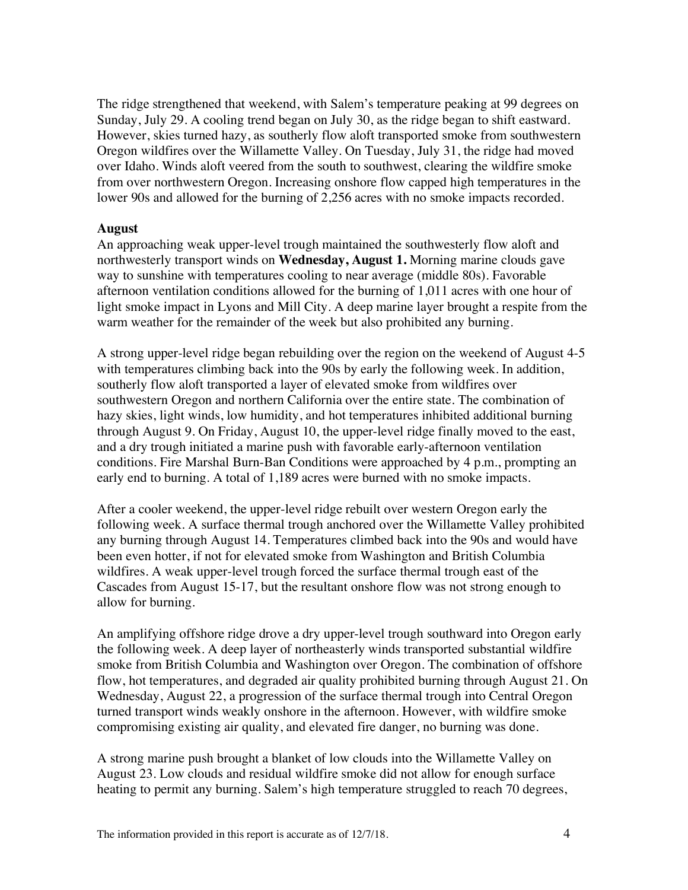The ridge strengthened that weekend, with Salem's temperature peaking at 99 degrees on Sunday, July 29. A cooling trend began on July 30, as the ridge began to shift eastward. However, skies turned hazy, as southerly flow aloft transported smoke from southwestern Oregon wildfires over the Willamette Valley. On Tuesday, July 31, the ridge had moved over Idaho. Winds aloft veered from the south to southwest, clearing the wildfire smoke from over northwestern Oregon. Increasing onshore flow capped high temperatures in the lower 90s and allowed for the burning of 2,256 acres with no smoke impacts recorded.

**August**

An approaching weak upper-level trough maintained the southwesterly flow aloft and northwesterly transport winds on **Wednesday, August 1.** Morning marine clouds gave way to sunshine with temperatures cooling to near average (middle 80s). Favorable afternoon ventilation conditions allowed for the burning of 1,011 acres with one hour of light smoke impact in Lyons and Mill City. A deep marine layer brought a respite from the warm weather for the remainder of the week but also prohibited any burning.

A strong upper-level ridge began rebuilding over the region on the weekend of August 4-5 with temperatures climbing back into the 90s by early the following week. In addition, southerly flow aloft transported a layer of elevated smoke from wildfires over southwestern Oregon and northern California over the entire state. The combination of hazy skies, light winds, low humidity, and hot temperatures inhibited additional burning through August 9. On Friday, August 10, the upper-level ridge finally moved to the east, and a dry trough initiated a marine push with favorable early-afternoon ventilation conditions. Fire Marshal Burn-Ban Conditions were approached by 4 p.m., prompting an early end to burning. A total of 1,189 acres were burned with no smoke impacts.

After a cooler weekend, the upper-level ridge rebuilt over western Oregon early the following week. A surface thermal trough anchored over the Willamette Valley prohibited any burning through August 14. Temperatures climbed back into the 90s and would have been even hotter, if not for elevated smoke from Washington and British Columbia wildfires. A weak upper-level trough forced the surface thermal trough east of the Cascades from August 15-17, but the resultant onshore flow was not strong enough to allow for burning.

An amplifying offshore ridge drove a dry upper-level trough southward into Oregon early the following week. A deep layer of northeasterly winds transported substantial wildfire smoke from British Columbia and Washington over Oregon. The combination of offshore flow, hot temperatures, and degraded air quality prohibited burning through August 21. On Wednesday, August 22, a progression of the surface thermal trough into Central Oregon turned transport winds weakly onshore in the afternoon. However, with wildfire smoke compromising existing air quality, and elevated fire danger, no burning was done.

A strong marine push brought a blanket of low clouds into the Willamette Valley on August 23. Low clouds and residual wildfire smoke did not allow for enough surface heating to permit any burning. Salem's high temperature struggled to reach 70 degrees,

The information provided in this report is accurate as of 12/7/18.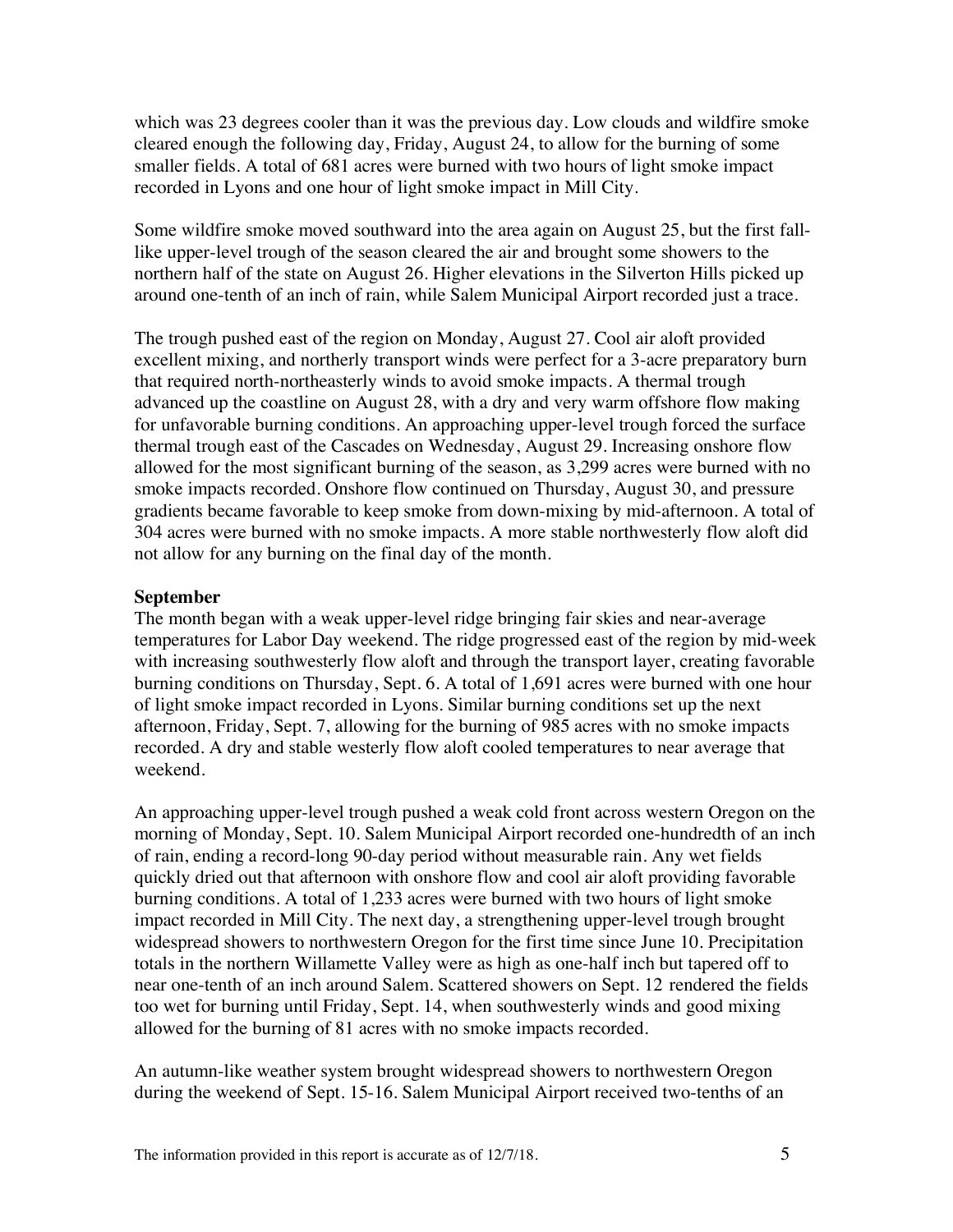which was 23 degrees cooler than it was the previous day. Low clouds and wildfire smoke cleared enough the following day, Friday, August 24, to allow for the burning of some smaller fields. A total of 681 acres were burned with two hours of light smoke impact recorded in Lyons and one hour of light smoke impact in Mill City.

Some wildfire smoke moved southward into the area again on August 25, but the first fall-like upper-level trough of the season cleared the air and brought some showers to the northern half of the state on August 26. Higher elevations in the Silverton Hills picked up around one-tenth of an inch of rain, while Salem Municipal Airport recorded just a trace.

The trough pushed east of the region on Monday, August 27. Cool air aloft provided excellent mixing, and northerly transport winds were perfect for a 3-acre preparatory burn that required north-northeasterly winds to avoid smoke impacts. A thermal trough advanced up the coastline on August 28, with a dry and very warm offshore flow making for unfavorable burning conditions. An approaching upper-level trough forced the surface thermal trough east of the Cascades on Wednesday, August 29. Increasing onshore flow allowed for the most significant burning of the season, as 3,299 acres were burned with no smoke impacts recorded. Onshore flow continued on Thursday, August 30, and pressure gradients became favorable to keep smoke from down-mixing by mid-afternoon. A total of 304 acres were burned with no smoke impacts. A more stable northwesterly flow aloft did not allow for any burning on the final day of the month.

**September**

The month began with a weak upper-level ridge bringing fair skies and near-average temperatures for Labor Day weekend. The ridge progressed east of the region by mid-week with increasing southwesterly flow aloft and through the transport layer, creating favorable burning conditions on Thursday, Sept. 6. A total of 1,691 acres were burned with one hour of light smoke impact recorded in Lyons. Similar burning conditions set up the next afternoon, Friday, Sept. 7, allowing for the burning of 985 acres with no smoke impacts recorded. A dry and stable westerly flow aloft cooled temperatures to near average that weekend.

An approaching upper-level trough pushed a weak cold front across western Oregon on the morning of Monday, Sept. 10. Salem Municipal Airport recorded one-hundredth of an inch of rain, ending a record-long 90-day period without measurable rain. Any wet fields quickly dried out that afternoon with onshore flow and cool air aloft providing favorable burning conditions. A total of 1,233 acres were burned with two hours of light smoke impact recorded in Mill City. The next day, a strengthening upper-level trough brought widespread showers to northwestern Oregon for the first time since June 10. Precipitation totals in the northern Willamette Valley were as high as one-half inch but tapered off to near one-tenth of an inch around Salem. Scattered showers on Sept. 12 rendered the fields too wet for burning until Friday, Sept. 14, when southwesterly winds and good mixing allowed for the burning of 81 acres with no smoke impacts recorded.

An autumn-like weather system brought widespread showers to northwestern Oregon during the weekend of Sept. 15-16. Salem Municipal Airport received two-tenths of an

The information provided in this report is accurate as of 12/7/18.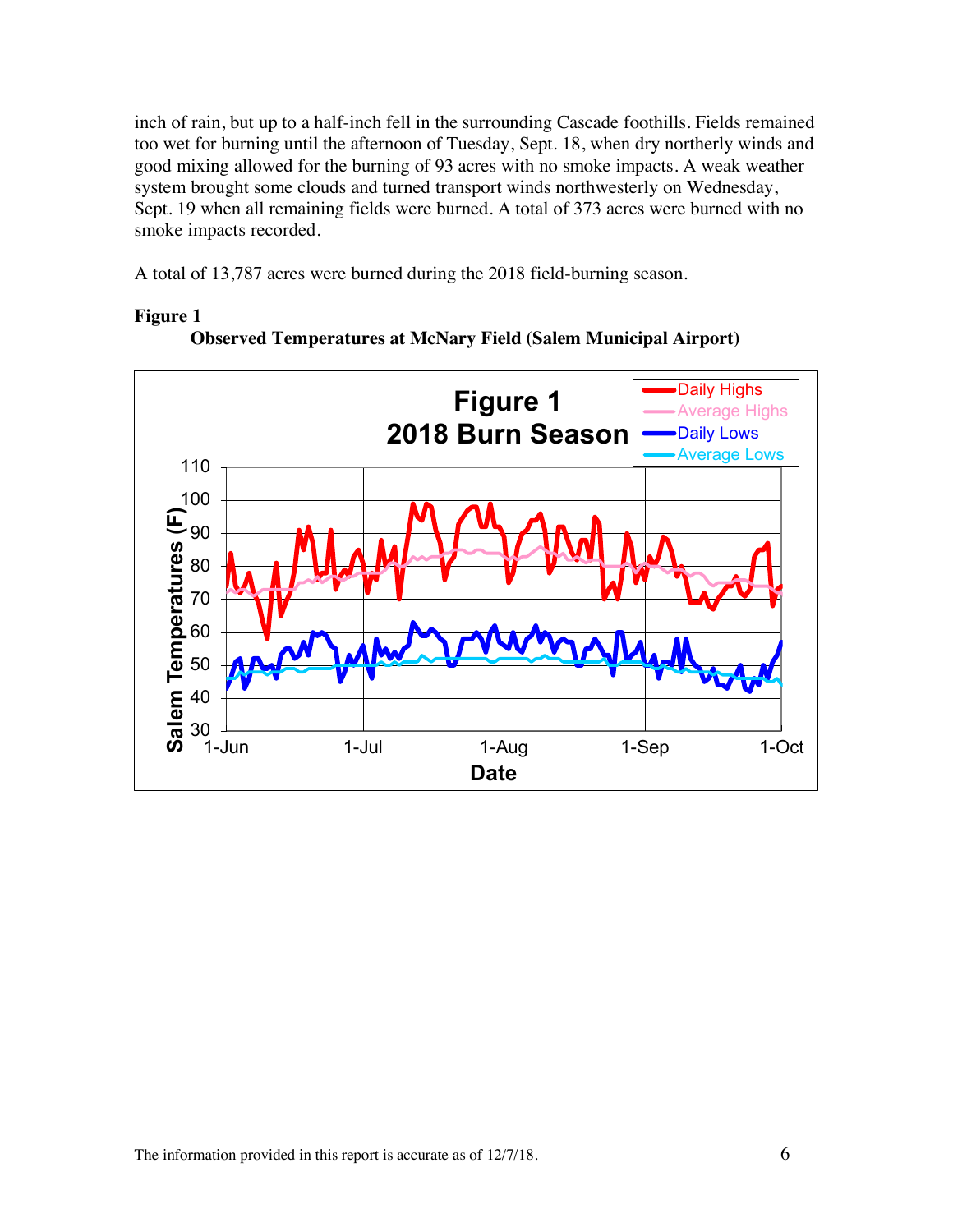inch of rain, but up to a half-inch fell in the surrounding Cascade foothills. Fields remained too wet for burning until the afternoon of Tuesday, Sept. 18, when dry northerly winds and good mixing allowed for the burning of 93 acres with no smoke impacts. A weak weather system brought some clouds and turned transport winds northwesterly on Wednesday, Sept. 19 when all remaining fields were burned. A total of 373 acres were burned with no smoke impacts recorded.

A total of 13,787 acres were burned during the 2018 field-burning season.

**Figure 1**

**Observed Temperatures at McNary Field (Salem Municipal Airport)**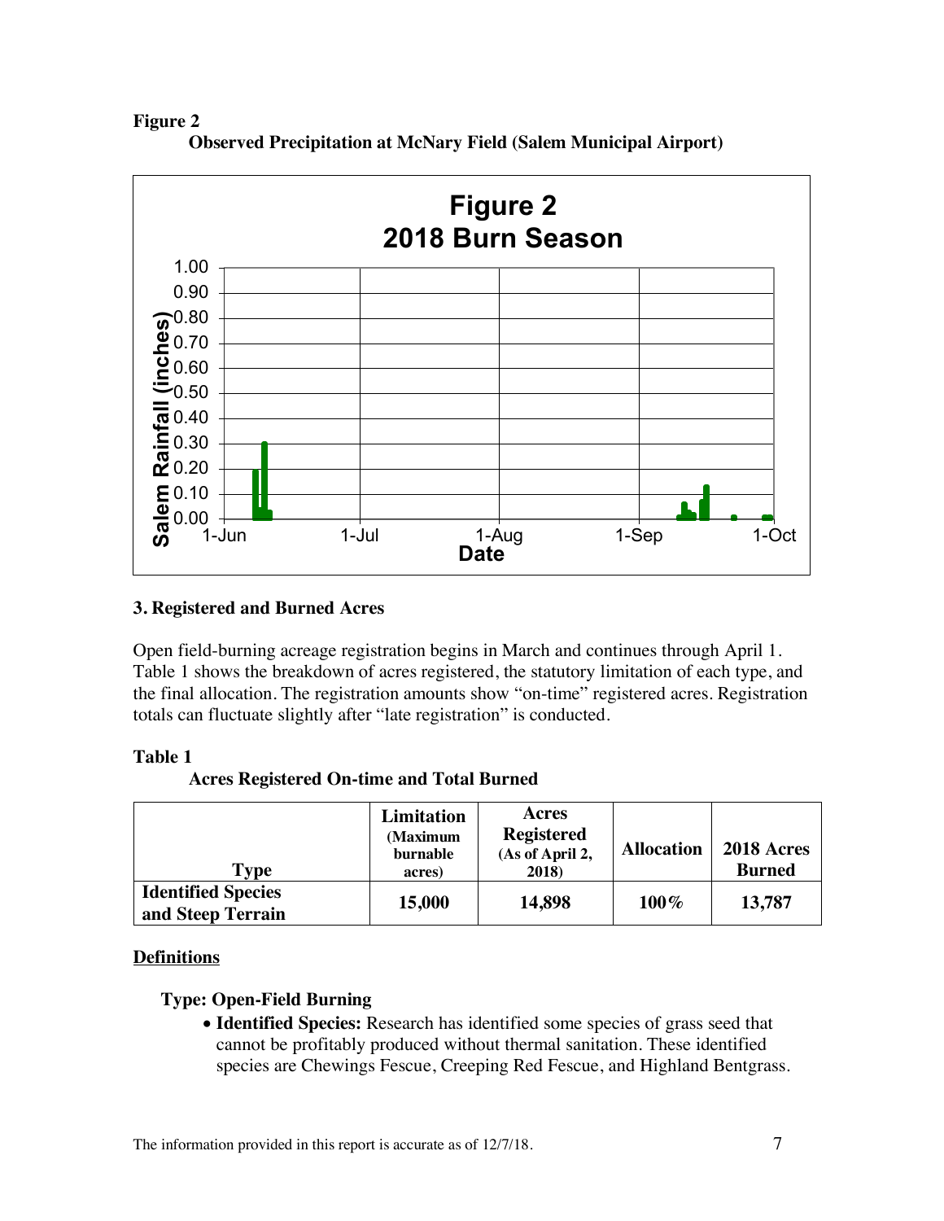**Figure 2**

**Observed Precipitation at McNary Field (Salem Municipal Airport)**

### 3. Registered and Burned Acres

Open field-burning acreage registration begins in March and continues through April 1. Table 1 shows the breakdown of acres registered, the statutory limitation of each type, and the final allocation. The registration amounts show "on-time" registered acres. Registration totals can fluctuate slightly after "late registration" is conducted.

**Table 1**

**Acres Registered On-time and Total Burned**

| Type | Limitation (Maximum burnable acres) | Acres Registered (As of April 2, 2018) | Allocation | 2018 Acres Burned |
|---|---|---|---|---|
| **Identified Species and Steep Terrain** | **15,000** | **14,898** | **100%** | **13,787** |

**Definitions**

**Type: Open-Field Burning**

- **Identified Species:** Research has identified some species of grass seed that cannot be profitably produced without thermal sanitation. These identified species are Chewings Fescue, Creeping Red Fescue, and Highland Bentgrass.

The information provided in this report is accurate as of 12/7/18.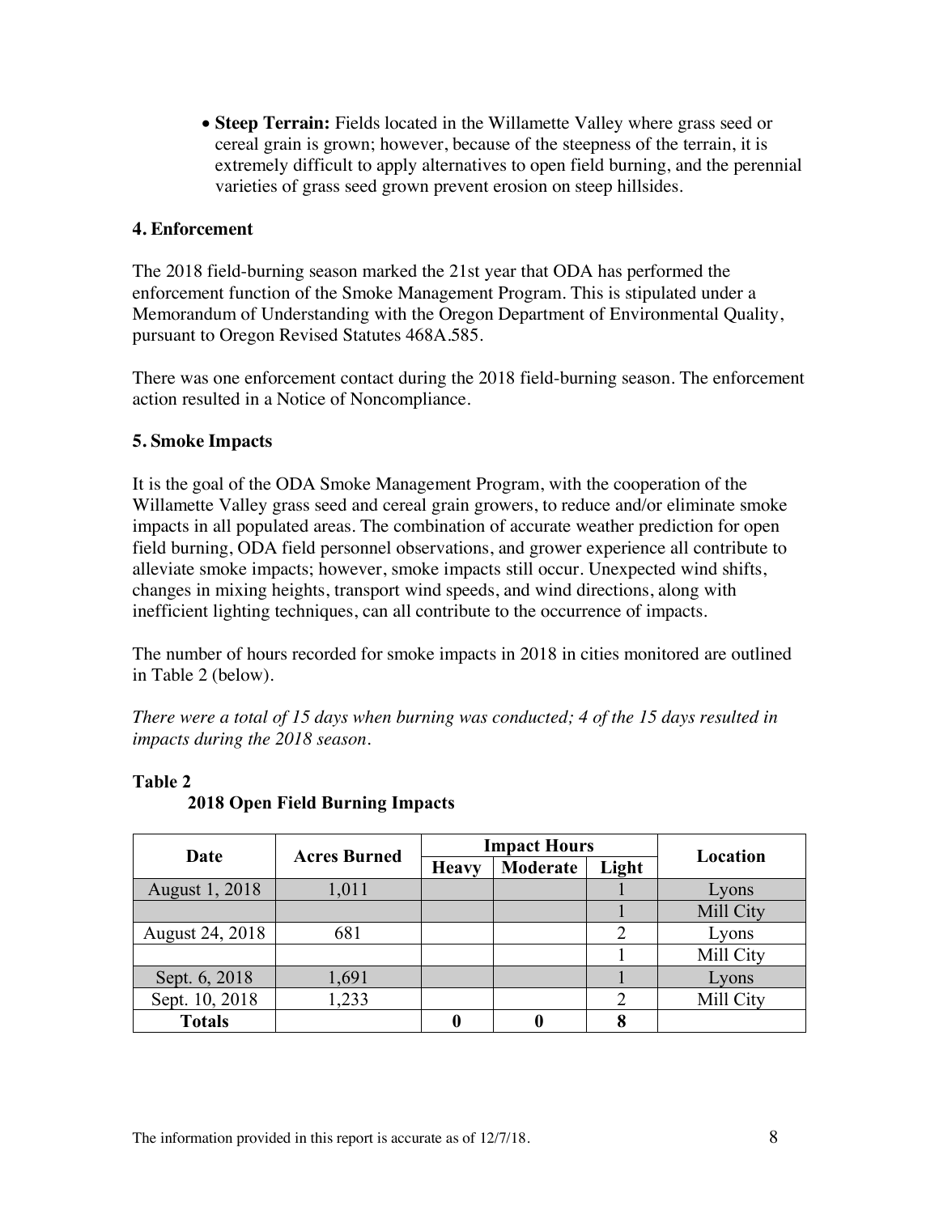- **Steep Terrain:** Fields located in the Willamette Valley where grass seed or cereal grain is grown; however, because of the steepness of the terrain, it is extremely difficult to apply alternatives to open field burning, and the perennial varieties of grass seed grown prevent erosion on steep hillsides.

### 4. Enforcement

The 2018 field-burning season marked the 21st year that ODA has performed the enforcement function of the Smoke Management Program. This is stipulated under a Memorandum of Understanding with the Oregon Department of Environmental Quality, pursuant to Oregon Revised Statutes 468A.585.

There was one enforcement contact during the 2018 field-burning season. The enforcement action resulted in a Notice of Noncompliance.

### 5. Smoke Impacts

It is the goal of the ODA Smoke Management Program, with the cooperation of the Willamette Valley grass seed and cereal grain growers, to reduce and/or eliminate smoke impacts in all populated areas. The combination of accurate weather prediction for open field burning, ODA field personnel observations, and grower experience all contribute to alleviate smoke impacts; however, smoke impacts still occur. Unexpected wind shifts, changes in mixing heights, transport wind speeds, and wind directions, along with inefficient lighting techniques, can all contribute to the occurrence of impacts.

The number of hours recorded for smoke impacts in 2018 in cities monitored are outlined in Table 2 (below).

*There were a total of 15 days when burning was conducted; 4 of the 15 days resulted in impacts during the 2018 season.*

**Table 2**
**2018 Open Field Burning Impacts**

| Date | Acres Burned | Impact Hours | | | Location |
|---|---|---|---|---|---|
| | | Heavy | Moderate | Light | |
| August 1, 2018 | 1,011 | | | 1 | Lyons |
| | | | | 1 | Mill City |
| August 24, 2018 | 681 | | | 2 | Lyons |
| | | | | 1 | Mill City |
| Sept. 6, 2018 | 1,691 | | | 1 | Lyons |
| Sept. 10, 2018 | 1,233 | | | 2 | Mill City |
| **Totals** | | **0** | **0** | **8** | |

The information provided in this report is accurate as of 12/7/18.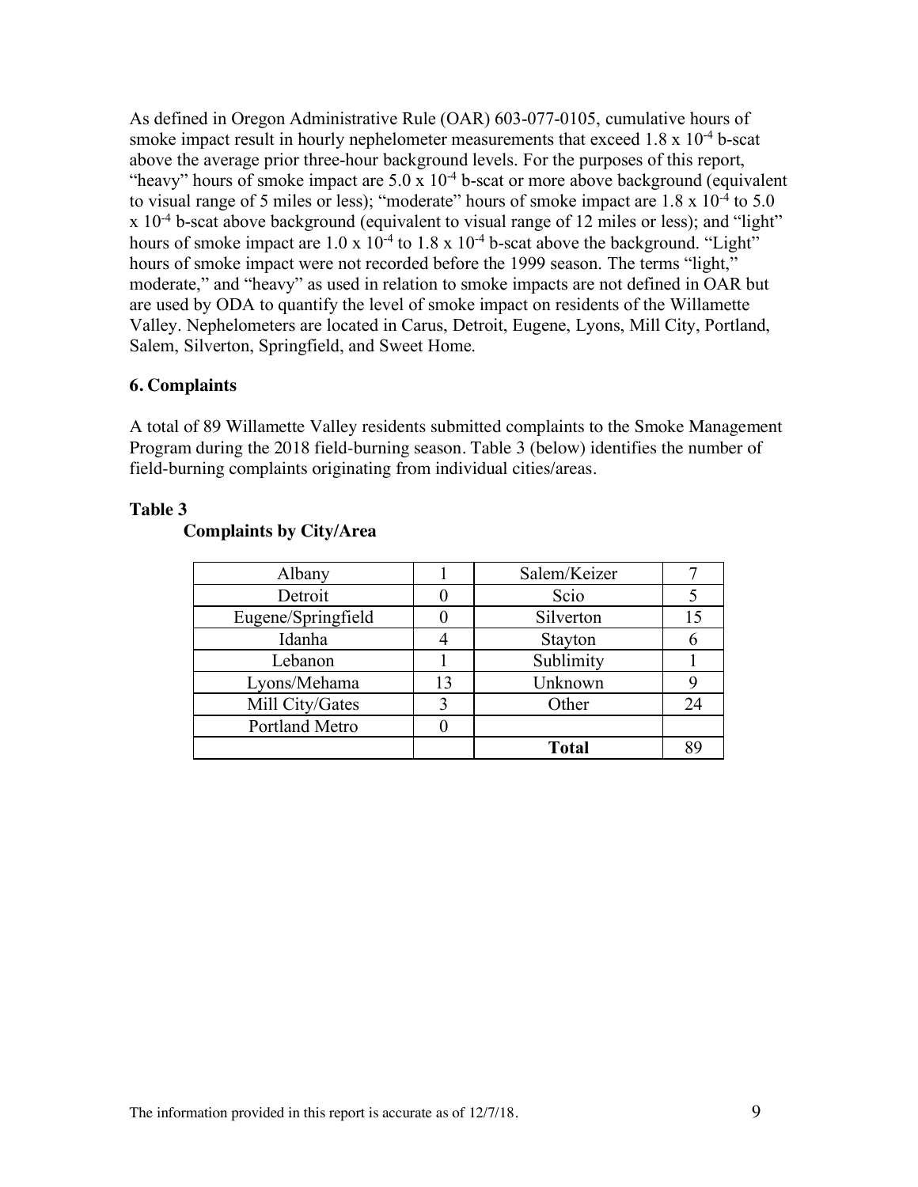As defined in Oregon Administrative Rule (OAR) 603-077-0105, cumulative hours of smoke impact result in hourly nephelometer measurements that exceed $1.8 \times 10^{-4}$ b-scat above the average prior three-hour background levels. For the purposes of this report, "heavy" hours of smoke impact are $5.0 \times 10^{-4}$ b-scat or more above background (equivalent to visual range of 5 miles or less); "moderate" hours of smoke impact are $1.8 \times 10^{-4}$ to $5.0 \times 10^{-4}$ b-scat above background (equivalent to visual range of 12 miles or less); and "light" hours of smoke impact are $1.0 \times 10^{-4}$ to $1.8 \times 10^{-4}$ b-scat above the background. "Light" hours of smoke impact were not recorded before the 1999 season. The terms "light," moderate," and "heavy" as used in relation to smoke impacts are not defined in OAR but are used by ODA to quantify the level of smoke impact on residents of the Willamette Valley. Nephelometers are located in Carus, Detroit, Eugene, Lyons, Mill City, Portland, Salem, Silverton, Springfield, and Sweet Home.

## 6. Complaints

A total of 89 Willamette Valley residents submitted complaints to the Smoke Management Program during the 2018 field-burning season. Table 3 (below) identifies the number of field-burning complaints originating from individual cities/areas.

**Table 3**

**Complaints by City/Area**

| | | | |
|---|---|---|---|
| Albany | 1 | Salem/Keizer | 7 |
| Detroit | 0 | Scio | 5 |
| Eugene/Springfield | 0 | Silverton | 15 |
| Idanha | 4 | Stayton | 6 |
| Lebanon | 1 | Sublimity | 1 |
| Lyons/Mehama | 13 | Unknown | 9 |
| Mill City/Gates | 3 | Other | 24 |
| Portland Metro | 0 | | |
| | | **Total** | 89 |

The information provided in this report is accurate as of 12/7/18.